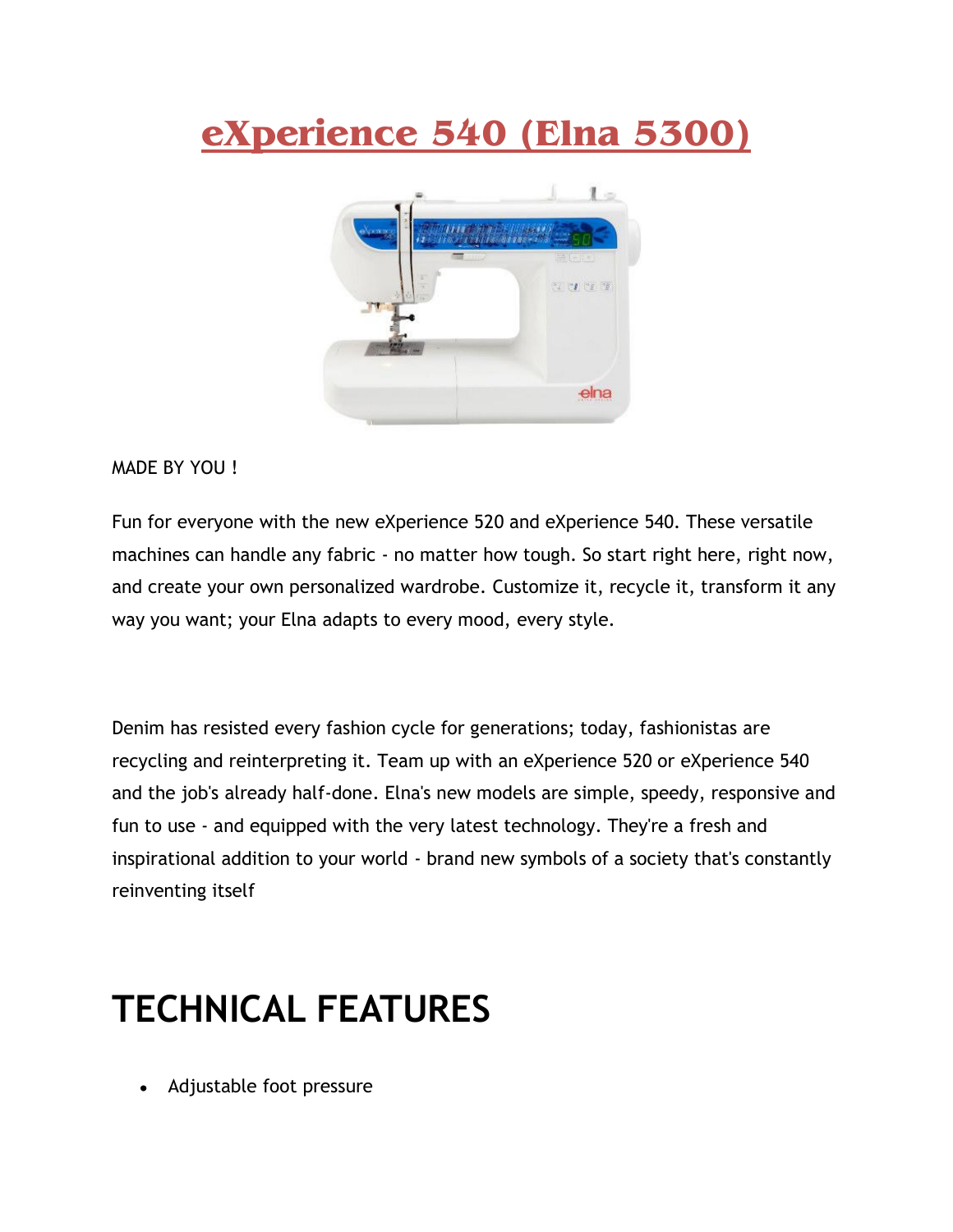# eXperience 540 (Elna 5300)

MADE BY YOU !

Fun for everyone with the new eXperience 520 and eXperience 540. These versatile machines can handle any fabric - no matter how tough. So start right here, right now, and create your own personalized wardrobe. Customize it, recycle it, transform it any way you want; your Elna adapts to every mood, every style.

Denim has resisted every fashion cycle for generations; today, fashionistas are recycling and reinterpreting it. Team up with an eXperience 520 or eXperience 540 and the job's already half-done. Elna's new models are simple, speedy, responsive and fun to use - and equipped with the very latest technology. They're a fresh and inspirational addition to your world - brand new symbols of a society that's constantly reinventing itself

## TECHNICAL FEATURES

- Adjustable foot pressure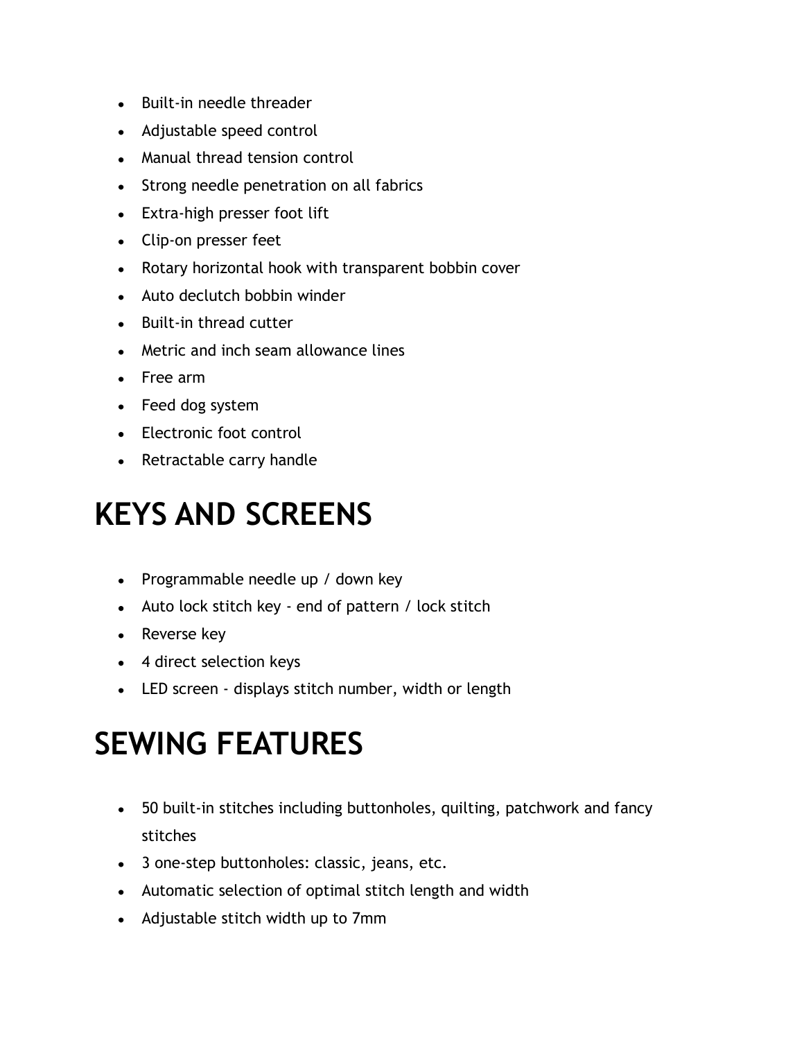- Built-in needle threader
- Adjustable speed control
- Manual thread tension control
- Strong needle penetration on all fabrics
- Extra-high presser foot lift
- Clip-on presser feet
- Rotary horizontal hook with transparent bobbin cover
- Auto declutch bobbin winder
- Built-in thread cutter
- Metric and inch seam allowance lines
- Free arm
- Feed dog system
- Electronic foot control
- Retractable carry handle

# KEYS AND SCREENS

- Programmable needle up / down key
- Auto lock stitch key - end of pattern / lock stitch
- Reverse key
- 4 direct selection keys
- LED screen - displays stitch number, width or length

# SEWING FEATURES

- 50 built-in stitches including buttonholes, quilting, patchwork and fancy stitches
- 3 one-step buttonholes: classic, jeans, etc.
- Automatic selection of optimal stitch length and width
- Adjustable stitch width up to 7mm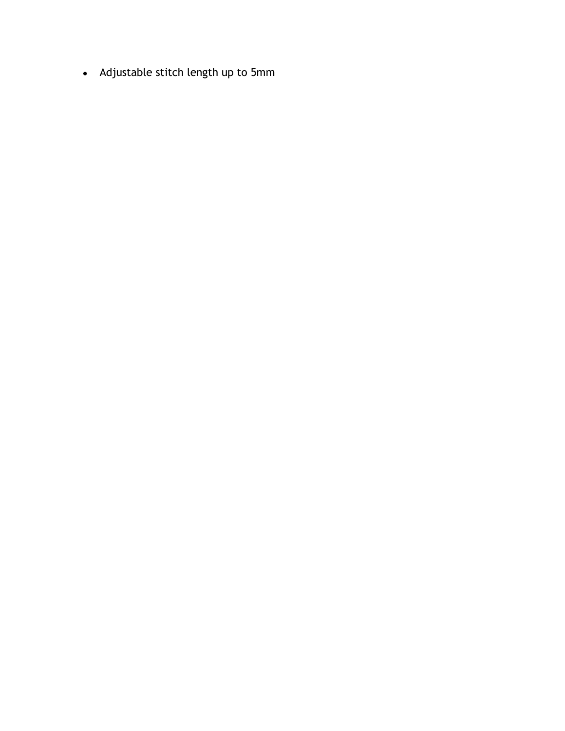- Adjustable stitch length up to 5mm